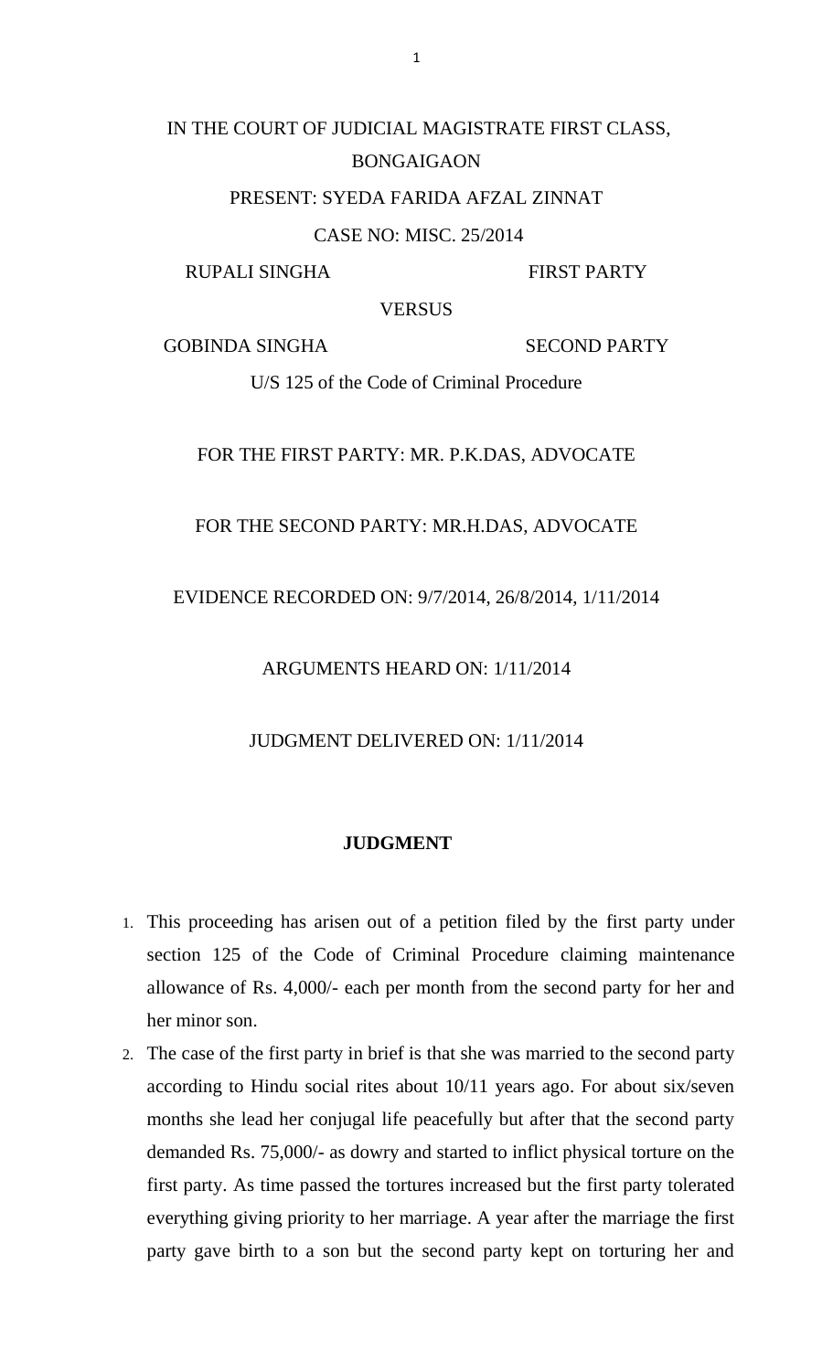IN THE COURT OF JUDICIAL MAGISTRATE FIRST CLASS, BONGAIGAON

PRESENT: SYEDA FARIDA AFZAL ZINNAT

CASE NO: MISC. 25/2014

RUPALI SINGHA FIRST PARTY

VERSUS

GOBINDA SINGHA SECOND PARTY

U/S 125 of the Code of Criminal Procedure

FOR THE FIRST PARTY: MR. P.K.DAS, ADVOCATE

FOR THE SECOND PARTY: MR.H.DAS, ADVOCATE

EVIDENCE RECORDED ON: 9/7/2014, 26/8/2014, 1/11/2014

ARGUMENTS HEARD ON: 1/11/2014

JUDGMENT DELIVERED ON: 1/11/2014

**JUDGMENT**

1. This proceeding has arisen out of a petition filed by the first party under section 125 of the Code of Criminal Procedure claiming maintenance allowance of Rs. 4,000/- each per month from the second party for her and her minor son.
2. The case of the first party in brief is that she was married to the second party according to Hindu social rites about 10/11 years ago. For about six/seven months she lead her conjugal life peacefully but after that the second party demanded Rs. 75,000/- as dowry and started to inflict physical torture on the first party. As time passed the tortures increased but the first party tolerated everything giving priority to her marriage. A year after the marriage the first party gave birth to a son but the second party kept on torturing her and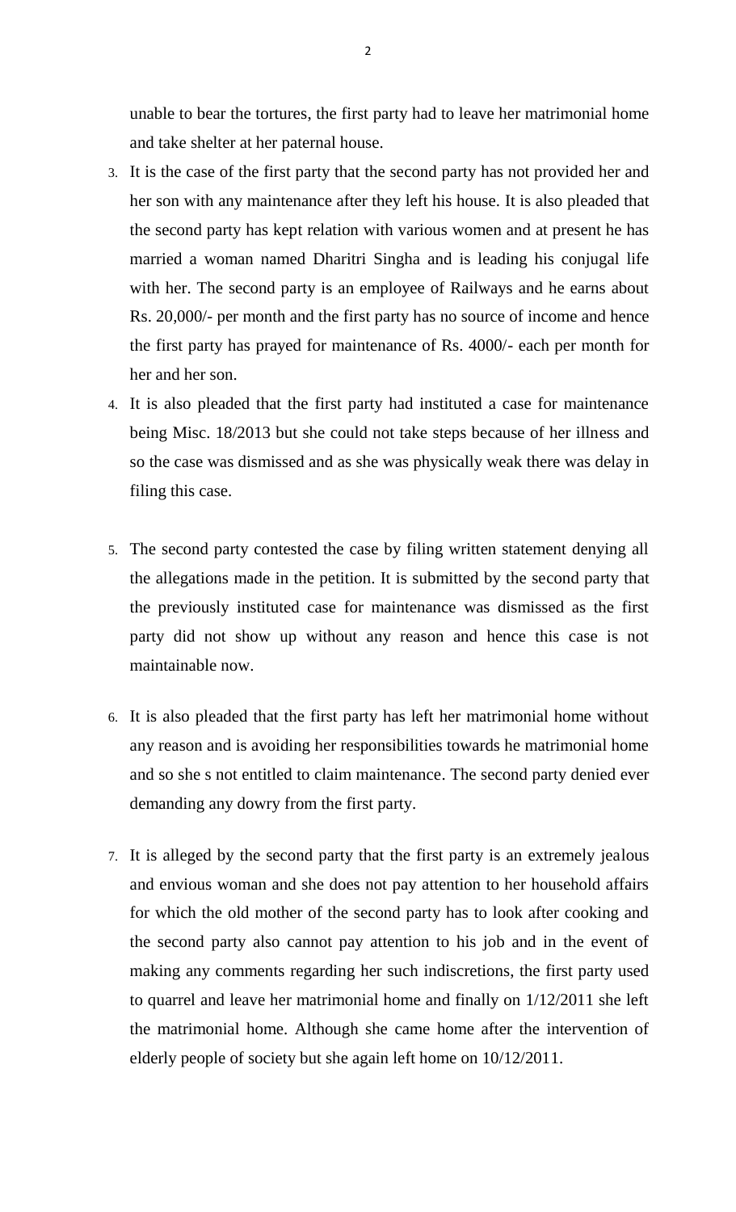unable to bear the tortures, the first party had to leave her matrimonial home and take shelter at her paternal house.

3. It is the case of the first party that the second party has not provided her and her son with any maintenance after they left his house. It is also pleaded that the second party has kept relation with various women and at present he has married a woman named Dharitri Singha and is leading his conjugal life with her. The second party is an employee of Railways and he earns about Rs. 20,000/- per month and the first party has no source of income and hence the first party has prayed for maintenance of Rs. 4000/- each per month for her and her son.

4. It is also pleaded that the first party had instituted a case for maintenance being Misc. 18/2013 but she could not take steps because of her illness and so the case was dismissed and as she was physically weak there was delay in filing this case.

5. The second party contested the case by filing written statement denying all the allegations made in the petition. It is submitted by the second party that the previously instituted case for maintenance was dismissed as the first party did not show up without any reason and hence this case is not maintainable now.

6. It is also pleaded that the first party has left her matrimonial home without any reason and is avoiding her responsibilities towards he matrimonial home and so she s not entitled to claim maintenance. The second party denied ever demanding any dowry from the first party.

7. It is alleged by the second party that the first party is an extremely jealous and envious woman and she does not pay attention to her household affairs for which the old mother of the second party has to look after cooking and the second party also cannot pay attention to his job and in the event of making any comments regarding her such indiscretions, the first party used to quarrel and leave her matrimonial home and finally on 1/12/2011 she left the matrimonial home. Although she came home after the intervention of elderly people of society but she again left home on 10/12/2011.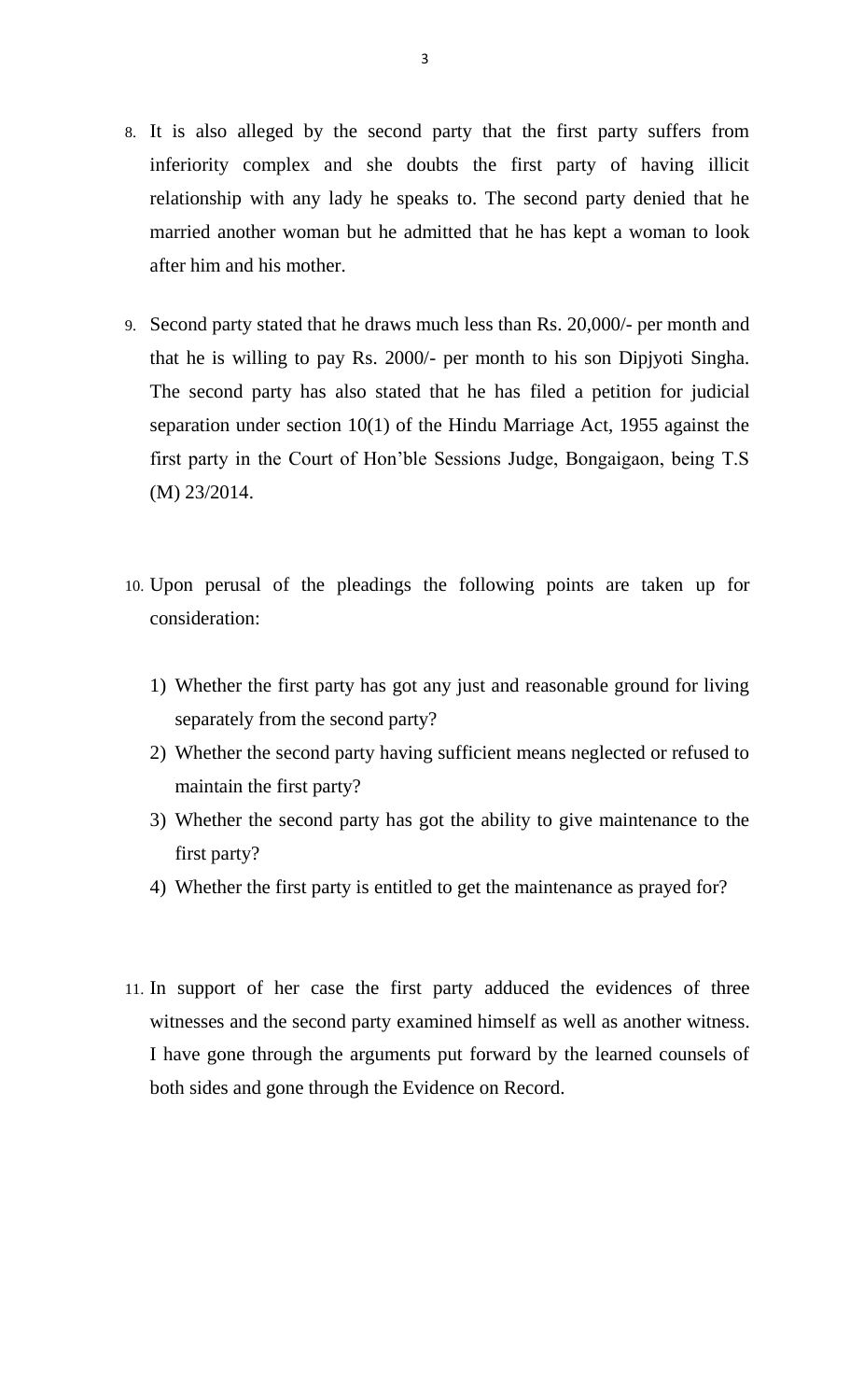8. It is also alleged by the second party that the first party suffers from inferiority complex and she doubts the first party of having illicit relationship with any lady he speaks to. The second party denied that he married another woman but he admitted that he has kept a woman to look after him and his mother.

9. Second party stated that he draws much less than Rs. 20,000/- per month and that he is willing to pay Rs. 2000/- per month to his son Dipjyoti Singha. The second party has also stated that he has filed a petition for judicial separation under section 10(1) of the Hindu Marriage Act, 1955 against the first party in the Court of Hon'ble Sessions Judge, Bongaigaon, being T.S (M) 23/2014.

10. Upon perusal of the pleadings the following points are taken up for consideration:

    1) Whether the first party has got any just and reasonable ground for living separately from the second party?
    2) Whether the second party having sufficient means neglected or refused to maintain the first party?
    3) Whether the second party has got the ability to give maintenance to the first party?
    4) Whether the first party is entitled to get the maintenance as prayed for?

11. In support of her case the first party adduced the evidences of three witnesses and the second party examined himself as well as another witness. I have gone through the arguments put forward by the learned counsels of both sides and gone through the Evidence on Record.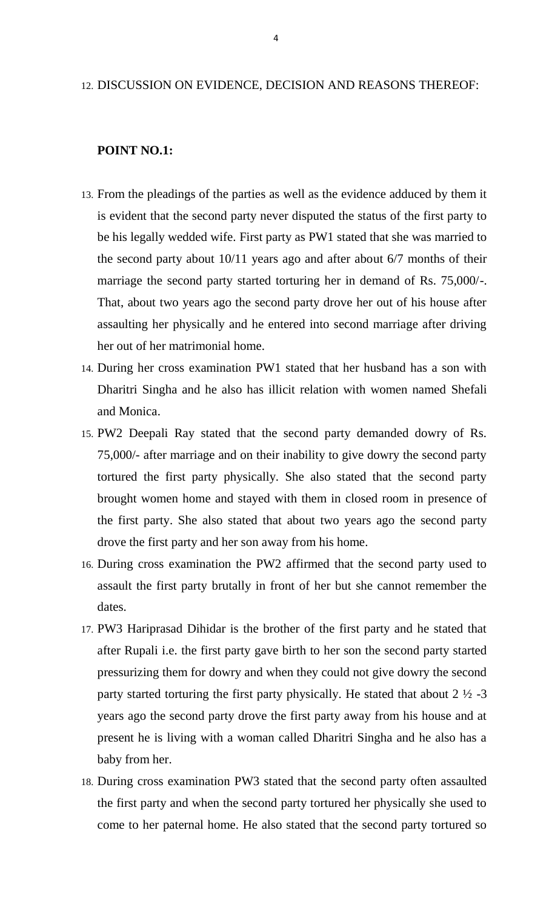12. DISCUSSION ON EVIDENCE, DECISION AND REASONS THEREOF:

**POINT NO.1:**

13. From the pleadings of the parties as well as the evidence adduced by them it is evident that the second party never disputed the status of the first party to be his legally wedded wife. First party as PW1 stated that she was married to the second party about 10/11 years ago and after about 6/7 months of their marriage the second party started torturing her in demand of Rs. 75,000/-. That, about two years ago the second party drove her out of his house after assaulting her physically and he entered into second marriage after driving her out of her matrimonial home.

14. During her cross examination PW1 stated that her husband has a son with Dharitri Singha and he also has illicit relation with women named Shefali and Monica.

15. PW2 Deepali Ray stated that the second party demanded dowry of Rs. 75,000/- after marriage and on their inability to give dowry the second party tortured the first party physically. She also stated that the second party brought women home and stayed with them in closed room in presence of the first party. She also stated that about two years ago the second party drove the first party and her son away from his home.

16. During cross examination the PW2 affirmed that the second party used to assault the first party brutally in front of her but she cannot remember the dates.

17. PW3 Hariprasad Dihidar is the brother of the first party and he stated that after Rupali i.e. the first party gave birth to her son the second party started pressurizing them for dowry and when they could not give dowry the second party started torturing the first party physically. He stated that about 2 ½ -3 years ago the second party drove the first party away from his house and at present he is living with a woman called Dharitri Singha and he also has a baby from her.

18. During cross examination PW3 stated that the second party often assaulted the first party and when the second party tortured her physically she used to come to her paternal home. He also stated that the second party tortured so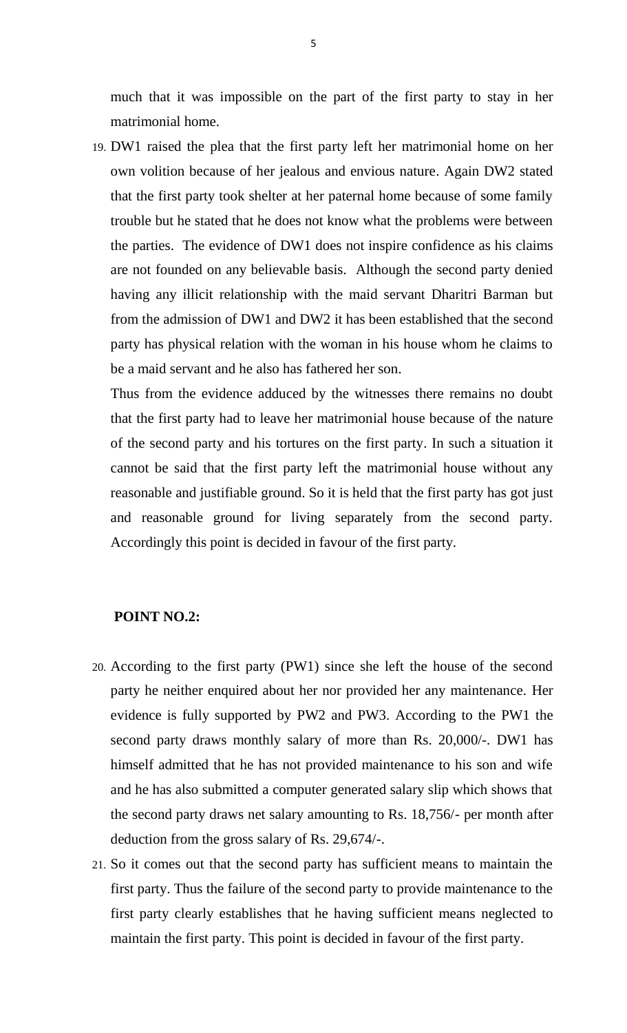much that it was impossible on the part of the first party to stay in her matrimonial home.

19. DW1 raised the plea that the first party left her matrimonial home on her own volition because of her jealous and envious nature. Again DW2 stated that the first party took shelter at her paternal home because of some family trouble but he stated that he does not know what the problems were between the parties. The evidence of DW1 does not inspire confidence as his claims are not founded on any believable basis. Although the second party denied having any illicit relationship with the maid servant Dharitri Barman but from the admission of DW1 and DW2 it has been established that the second party has physical relation with the woman in his house whom he claims to be a maid servant and he also has fathered her son.

    Thus from the evidence adduced by the witnesses there remains no doubt that the first party had to leave her matrimonial house because of the nature of the second party and his tortures on the first party. In such a situation it cannot be said that the first party left the matrimonial house without any reasonable and justifiable ground. So it is held that the first party has got just and reasonable ground for living separately from the second party. Accordingly this point is decided in favour of the first party.

**POINT NO.2:**

20. According to the first party (PW1) since she left the house of the second party he neither enquired about her nor provided her any maintenance. Her evidence is fully supported by PW2 and PW3. According to the PW1 the second party draws monthly salary of more than Rs. 20,000/-. DW1 has himself admitted that he has not provided maintenance to his son and wife and he has also submitted a computer generated salary slip which shows that the second party draws net salary amounting to Rs. 18,756/- per month after deduction from the gross salary of Rs. 29,674/-.

21. So it comes out that the second party has sufficient means to maintain the first party. Thus the failure of the second party to provide maintenance to the first party clearly establishes that he having sufficient means neglected to maintain the first party. This point is decided in favour of the first party.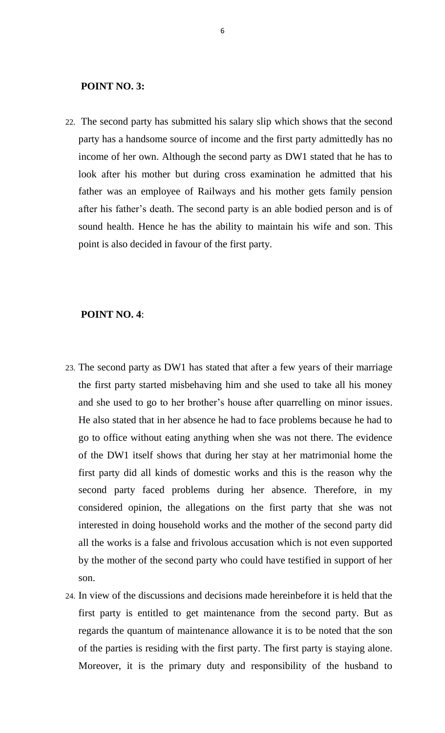**POINT NO. 3:**

22. The second party has submitted his salary slip which shows that the second party has a handsome source of income and the first party admittedly has no income of her own. Although the second party as DW1 stated that he has to look after his mother but during cross examination he admitted that his father was an employee of Railways and his mother gets family pension after his father's death. The second party is an able bodied person and is of sound health. Hence he has the ability to maintain his wife and son. This point is also decided in favour of the first party.

**POINT NO. 4**:

23. The second party as DW1 has stated that after a few years of their marriage the first party started misbehaving him and she used to take all his money and she used to go to her brother's house after quarrelling on minor issues. He also stated that in her absence he had to face problems because he had to go to office without eating anything when she was not there. The evidence of the DW1 itself shows that during her stay at her matrimonial home the first party did all kinds of domestic works and this is the reason why the second party faced problems during her absence. Therefore, in my considered opinion, the allegations on the first party that she was not interested in doing household works and the mother of the second party did all the works is a false and frivolous accusation which is not even supported by the mother of the second party who could have testified in support of her son.

24. In view of the discussions and decisions made hereinbefore it is held that the first party is entitled to get maintenance from the second party. But as regards the quantum of maintenance allowance it is to be noted that the son of the parties is residing with the first party. The first party is staying alone. Moreover, it is the primary duty and responsibility of the husband to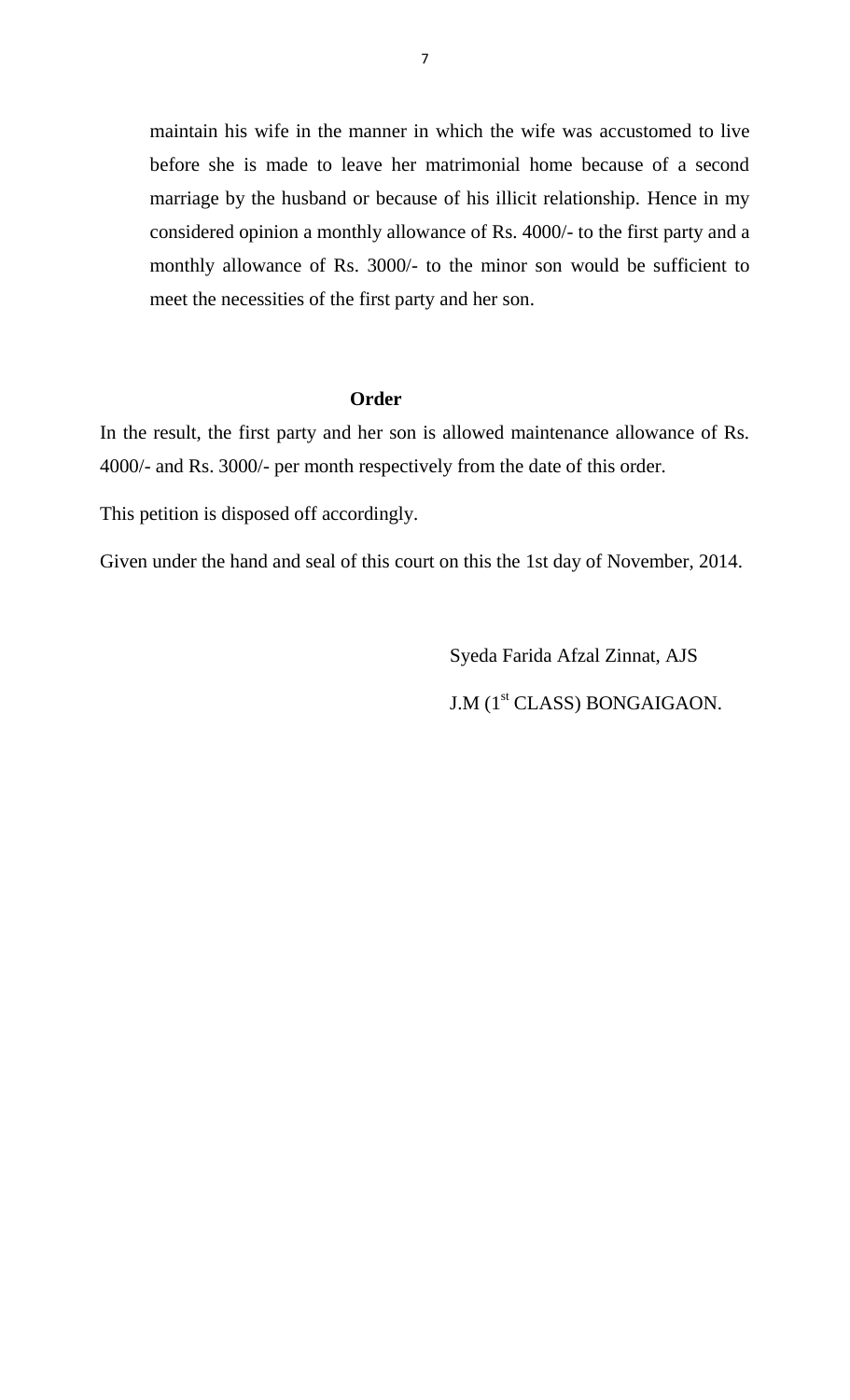maintain his wife in the manner in which the wife was accustomed to live before she is made to leave her matrimonial home because of a second marriage by the husband or because of his illicit relationship. Hence in my considered opinion a monthly allowance of Rs. 4000/- to the first party and a monthly allowance of Rs. 3000/- to the minor son would be sufficient to meet the necessities of the first party and her son.

**Order**

In the result, the first party and her son is allowed maintenance allowance of Rs. 4000/- and Rs. 3000/- per month respectively from the date of this order.

This petition is disposed off accordingly.

Given under the hand and seal of this court on this the 1st day of November, 2014.

Syeda Farida Afzal Zinnat, AJS

J.M (1st CLASS) BONGAIGAON.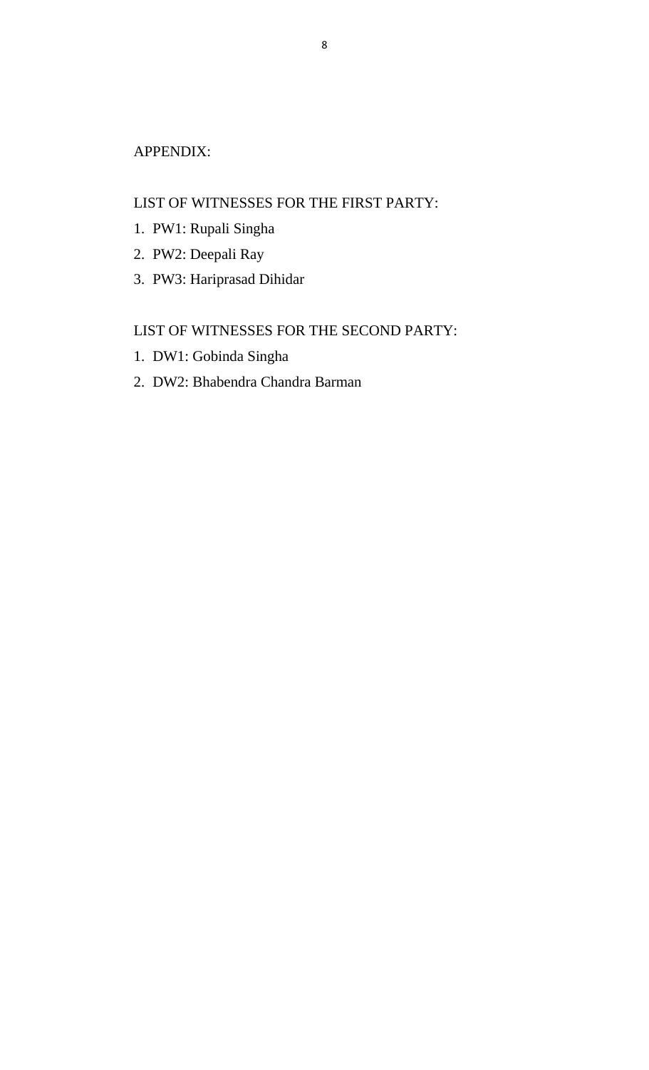APPENDIX:

LIST OF WITNESSES FOR THE FIRST PARTY:

1. PW1: Rupali Singha
2. PW2: Deepali Ray
3. PW3: Hariprasad Dihidar

LIST OF WITNESSES FOR THE SECOND PARTY:

1. DW1: Gobinda Singha
2. DW2: Bhabendra Chandra Barman